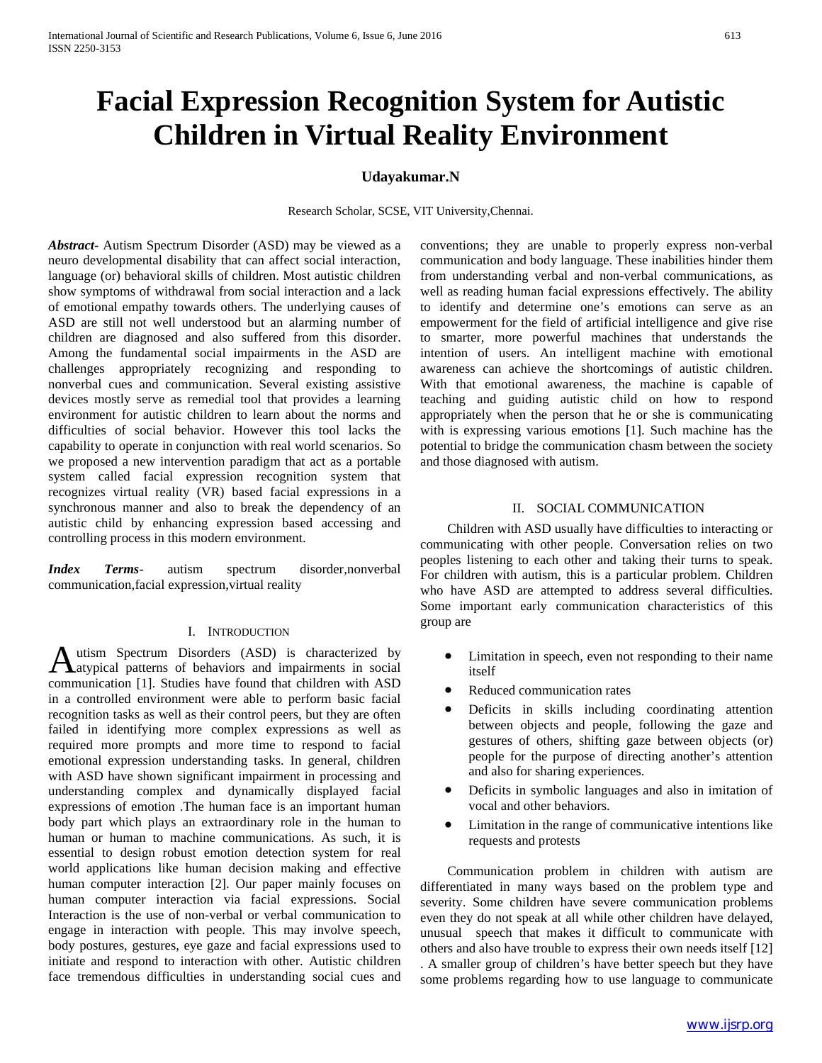# Facial Expression Recognition System for Autistic Children in Virtual Reality Environment

**Udayakumar.N**

Research Scholar, SCSE, VIT University,Chennai.

***Abstract***- Autism Spectrum Disorder (ASD) may be viewed as a neuro developmental disability that can affect social interaction, language (or) behavioral skills of children. Most autistic children show symptoms of withdrawal from social interaction and a lack of emotional empathy towards others. The underlying causes of ASD are still not well understood but an alarming number of children are diagnosed and also suffered from this disorder. Among the fundamental social impairments in the ASD are challenges appropriately recognizing and responding to nonverbal cues and communication. Several existing assistive devices mostly serve as remedial tool that provides a learning environment for autistic children to learn about the norms and difficulties of social behavior. However this tool lacks the capability to operate in conjunction with real world scenarios. So we proposed a new intervention paradigm that act as a portable system called facial expression recognition system that recognizes virtual reality (VR) based facial expressions in a synchronous manner and also to break the dependency of an autistic child by enhancing expression based accessing and controlling process in this modern environment.

***Index Terms***- autism spectrum disorder,nonverbal communication,facial expression,virtual reality

## I. Introduction

Autism Spectrum Disorders (ASD) is characterized by atypical patterns of behaviors and impairments in social communication [1]. Studies have found that children with ASD in a controlled environment were able to perform basic facial recognition tasks as well as their control peers, but they are often failed in identifying more complex expressions as well as required more prompts and more time to respond to facial emotional expression understanding tasks. In general, children with ASD have shown significant impairment in processing and understanding complex and dynamically displayed facial expressions of emotion .The human face is an important human body part which plays an extraordinary role in the human to human or human to machine communications. As such, it is essential to design robust emotion detection system for real world applications like human decision making and effective human computer interaction [2]. Our paper mainly focuses on human computer interaction via facial expressions. Social Interaction is the use of non-verbal or verbal communication to engage in interaction with people. This may involve speech, body postures, gestures, eye gaze and facial expressions used to initiate and respond to interaction with other. Autistic children face tremendous difficulties in understanding social cues and conventions; they are unable to properly express non-verbal communication and body language. These inabilities hinder them from understanding verbal and non-verbal communications, as well as reading human facial expressions effectively. The ability to identify and determine one's emotions can serve as an empowerment for the field of artificial intelligence and give rise to smarter, more powerful machines that understands the intention of users. An intelligent machine with emotional awareness can achieve the shortcomings of autistic children. With that emotional awareness, the machine is capable of teaching and guiding autistic child on how to respond appropriately when the person that he or she is communicating with is expressing various emotions [1]. Such machine has the potential to bridge the communication chasm between the society and those diagnosed with autism.

## II. Social Communication

Children with ASD usually have difficulties to interacting or communicating with other people. Conversation relies on two peoples listening to each other and taking their turns to speak. For children with autism, this is a particular problem. Children who have ASD are attempted to address several difficulties. Some important early communication characteristics of this group are

- Limitation in speech, even not responding to their name itself
- Reduced communication rates
- Deficits in skills including coordinating attention between objects and people, following the gaze and gestures of others, shifting gaze between objects (or) people for the purpose of directing another's attention and also for sharing experiences.
- Deficits in symbolic languages and also in imitation of vocal and other behaviors.
- Limitation in the range of communicative intentions like requests and protests

Communication problem in children with autism are differentiated in many ways based on the problem type and severity. Some children have severe communication problems even they do not speak at all while other children have delayed, unusual speech that makes it difficult to communicate with others and also have trouble to express their own needs itself [12] . A smaller group of children's have better speech but they have some problems regarding how to use language to communicate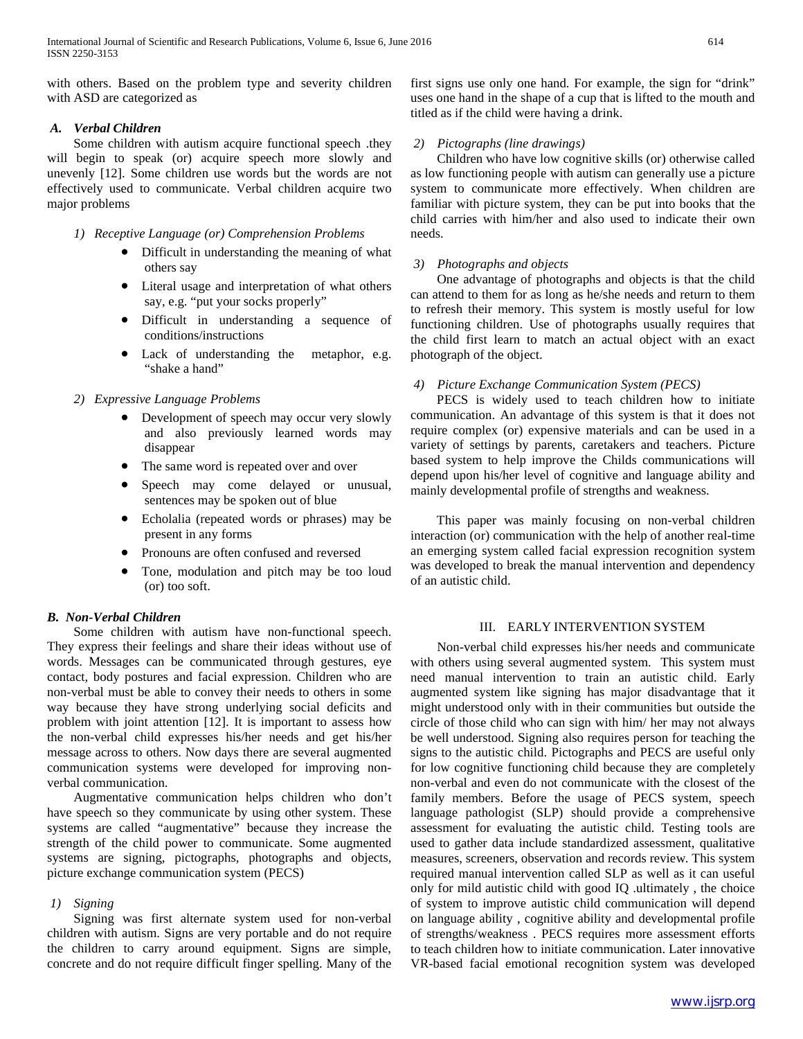with others. Based on the problem type and severity children with ASD are categorized as

### *A. Verbal Children*

Some children with autism acquire functional speech .they will begin to speak (or) acquire speech more slowly and unevenly [12]. Some children use words but the words are not effectively used to communicate. Verbal children acquire two major problems

#### *1) Receptive Language (or) Comprehension Problems*

- Difficult in understanding the meaning of what others say
- Literal usage and interpretation of what others say, e.g. "put your socks properly"
- Difficult in understanding a sequence of conditions/instructions
- Lack of understanding the metaphor, e.g. "shake a hand"

#### *2) Expressive Language Problems*

- Development of speech may occur very slowly and also previously learned words may disappear
- The same word is repeated over and over
- Speech may come delayed or unusual, sentences may be spoken out of blue
- Echolalia (repeated words or phrases) may be present in any forms
- Pronouns are often confused and reversed
- Tone, modulation and pitch may be too loud (or) too soft.

### *B. Non-Verbal Children*

Some children with autism have non-functional speech. They express their feelings and share their ideas without use of words. Messages can be communicated through gestures, eye contact, body postures and facial expression. Children who are non-verbal must be able to convey their needs to others in some way because they have strong underlying social deficits and problem with joint attention [12]. It is important to assess how the non-verbal child expresses his/her needs and get his/her message across to others. Now days there are several augmented communication systems were developed for improving non-verbal communication.

Augmentative communication helps children who don't have speech so they communicate by using other system. These systems are called "augmentative" because they increase the strength of the child power to communicate. Some augmented systems are signing, pictographs, photographs and objects, picture exchange communication system (PECS)

#### *1) Signing*

Signing was first alternate system used for non-verbal children with autism. Signs are very portable and do not require the children to carry around equipment. Signs are simple, concrete and do not require difficult finger spelling. Many of the first signs use only one hand. For example, the sign for "drink" uses one hand in the shape of a cup that is lifted to the mouth and titled as if the child were having a drink.

#### *2) Pictographs (line drawings)*

Children who have low cognitive skills (or) otherwise called as low functioning people with autism can generally use a picture system to communicate more effectively. When children are familiar with picture system, they can be put into books that the child carries with him/her and also used to indicate their own needs.

#### *3) Photographs and objects*

One advantage of photographs and objects is that the child can attend to them for as long as he/she needs and return to them to refresh their memory. This system is mostly useful for low functioning children. Use of photographs usually requires that the child first learn to match an actual object with an exact photograph of the object.

#### *4) Picture Exchange Communication System (PECS)*

PECS is widely used to teach children how to initiate communication. An advantage of this system is that it does not require complex (or) expensive materials and can be used in a variety of settings by parents, caretakers and teachers. Picture based system to help improve the Childs communications will depend upon his/her level of cognitive and language ability and mainly developmental profile of strengths and weakness.

This paper was mainly focusing on non-verbal children interaction (or) communication with the help of another real-time an emerging system called facial expression recognition system was developed to break the manual intervention and dependency of an autistic child.

## III. EARLY INTERVENTION SYSTEM

Non-verbal child expresses his/her needs and communicate with others using several augmented system. This system must need manual intervention to train an autistic child. Early augmented system like signing has major disadvantage that it might understood only with in their communities but outside the circle of those child who can sign with him/ her may not always be well understood. Signing also requires person for teaching the signs to the autistic child. Pictographs and PECS are useful only for low cognitive functioning child because they are completely non-verbal and even do not communicate with the closest of the family members. Before the usage of PECS system, speech language pathologist (SLP) should provide a comprehensive assessment for evaluating the autistic child. Testing tools are used to gather data include standardized assessment, qualitative measures, screeners, observation and records review. This system required manual intervention called SLP as well as it can useful only for mild autistic child with good IQ .ultimately , the choice of system to improve autistic child communication will depend on language ability , cognitive ability and developmental profile of strengths/weakness . PECS requires more assessment efforts to teach children how to initiate communication. Later innovative VR-based facial emotional recognition system was developed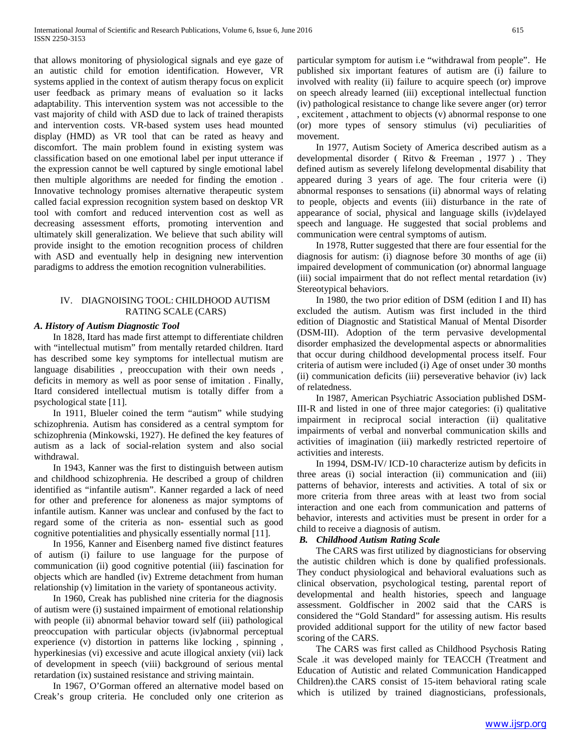that allows monitoring of physiological signals and eye gaze of an autistic child for emotion identification. However, VR systems applied in the context of autism therapy focus on explicit user feedback as primary means of evaluation so it lacks adaptability. This intervention system was not accessible to the vast majority of child with ASD due to lack of trained therapists and intervention costs. VR-based system uses head mounted display (HMD) as VR tool that can be rated as heavy and discomfort. The main problem found in existing system was classification based on one emotional label per input utterance if the expression cannot be well captured by single emotional label then multiple algorithms are needed for finding the emotion . Innovative technology promises alternative therapeutic system called facial expression recognition system based on desktop VR tool with comfort and reduced intervention cost as well as decreasing assessment efforts, promoting intervention and ultimately skill generalization. We believe that such ability will provide insight to the emotion recognition process of children with ASD and eventually help in designing new intervention paradigms to address the emotion recognition vulnerabilities.

## IV. DIAGNOISING TOOL: CHILDHOOD AUTISM RATING SCALE (CARS)

### *A. History of Autism Diagnostic Tool*

In 1828, Itard has made first attempt to differentiate children with "intellectual mutism" from mentally retarded children. Itard has described some key symptoms for intellectual mutism are language disabilities , preoccupation with their own needs , deficits in memory as well as poor sense of imitation . Finally, Itard considered intellectual mutism is totally differ from a psychological state [11].

In 1911, Blueler coined the term "autism" while studying schizophrenia. Autism has considered as a central symptom for schizophrenia (Minkowski, 1927). He defined the key features of autism as a lack of social-relation system and also social withdrawal.

In 1943, Kanner was the first to distinguish between autism and childhood schizophrenia. He described a group of children identified as "infantile autism". Kanner regarded a lack of need for other and preference for aloneness as major symptoms of infantile autism. Kanner was unclear and confused by the fact to regard some of the criteria as non- essential such as good cognitive potentialities and physically essentially normal [11].

In 1956, Kanner and Eisenberg named five distinct features of autism (i) failure to use language for the purpose of communication (ii) good cognitive potential (iii) fascination for objects which are handled (iv) Extreme detachment from human relationship (v) limitation in the variety of spontaneous activity.

In 1960, Creak has published nine criteria for the diagnosis of autism were (i) sustained impairment of emotional relationship with people (ii) abnormal behavior toward self (iii) pathological preoccupation with particular objects (iv)abnormal perceptual experience (v) distortion in patterns like locking , spinning , hyperkinesias (vi) excessive and acute illogical anxiety (vii) lack of development in speech (viii) background of serious mental retardation (ix) sustained resistance and striving maintain.

In 1967, O'Gorman offered an alternative model based on Creak's group criteria. He concluded only one criterion as particular symptom for autism i.e "withdrawal from people". He published six important features of autism are (i) failure to involved with reality (ii) failure to acquire speech (or) improve on speech already learned (iii) exceptional intellectual function (iv) pathological resistance to change like severe anger (or) terror , excitement , attachment to objects (v) abnormal response to one (or) more types of sensory stimulus (vi) peculiarities of movement.

In 1977, Autism Society of America described autism as a developmental disorder ( Ritvo & Freeman , 1977 ) . They defined autism as severely lifelong developmental disability that appeared during 3 years of age. The four criteria were (i) abnormal responses to sensations (ii) abnormal ways of relating to people, objects and events (iii) disturbance in the rate of appearance of social, physical and language skills (iv)delayed speech and language. He suggested that social problems and communication were central symptoms of autism.

In 1978, Rutter suggested that there are four essential for the diagnosis for autism: (i) diagnose before 30 months of age (ii) impaired development of communication (or) abnormal language (iii) social impairment that do not reflect mental retardation (iv) Stereotypical behaviors.

In 1980, the two prior edition of DSM (edition I and II) has excluded the autism. Autism was first included in the third edition of Diagnostic and Statistical Manual of Mental Disorder (DSM-III). Adoption of the term pervasive developmental disorder emphasized the developmental aspects or abnormalities that occur during childhood developmental process itself. Four criteria of autism were included (i) Age of onset under 30 months (ii) communication deficits (iii) perseverative behavior (iv) lack of relatedness.

In 1987, American Psychiatric Association published DSM-III-R and listed in one of three major categories: (i) qualitative impairment in reciprocal social interaction (ii) qualitative impairments of verbal and nonverbal communication skills and activities of imagination (iii) markedly restricted repertoire of activities and interests.

In 1994, DSM-IV/ ICD-10 characterize autism by deficits in three areas (i) social interaction (ii) communication and (iii) patterns of behavior, interests and activities. A total of six or more criteria from three areas with at least two from social interaction and one each from communication and patterns of behavior, interests and activities must be present in order for a child to receive a diagnosis of autism.

### *B. Childhood Autism Rating Scale*

The CARS was first utilized by diagnosticians for observing the autistic children which is done by qualified professionals. They conduct physiological and behavioral evaluations such as clinical observation, psychological testing, parental report of developmental and health histories, speech and language assessment. Goldfischer in 2002 said that the CARS is considered the "Gold Standard" for assessing autism. His results provided additional support for the utility of new factor based scoring of the CARS.

The CARS was first called as Childhood Psychosis Rating Scale .it was developed mainly for TEACCH (Treatment and Education of Autistic and related Communication Handicapped Children).the CARS consist of 15-item behavioral rating scale which is utilized by trained diagnosticians, professionals,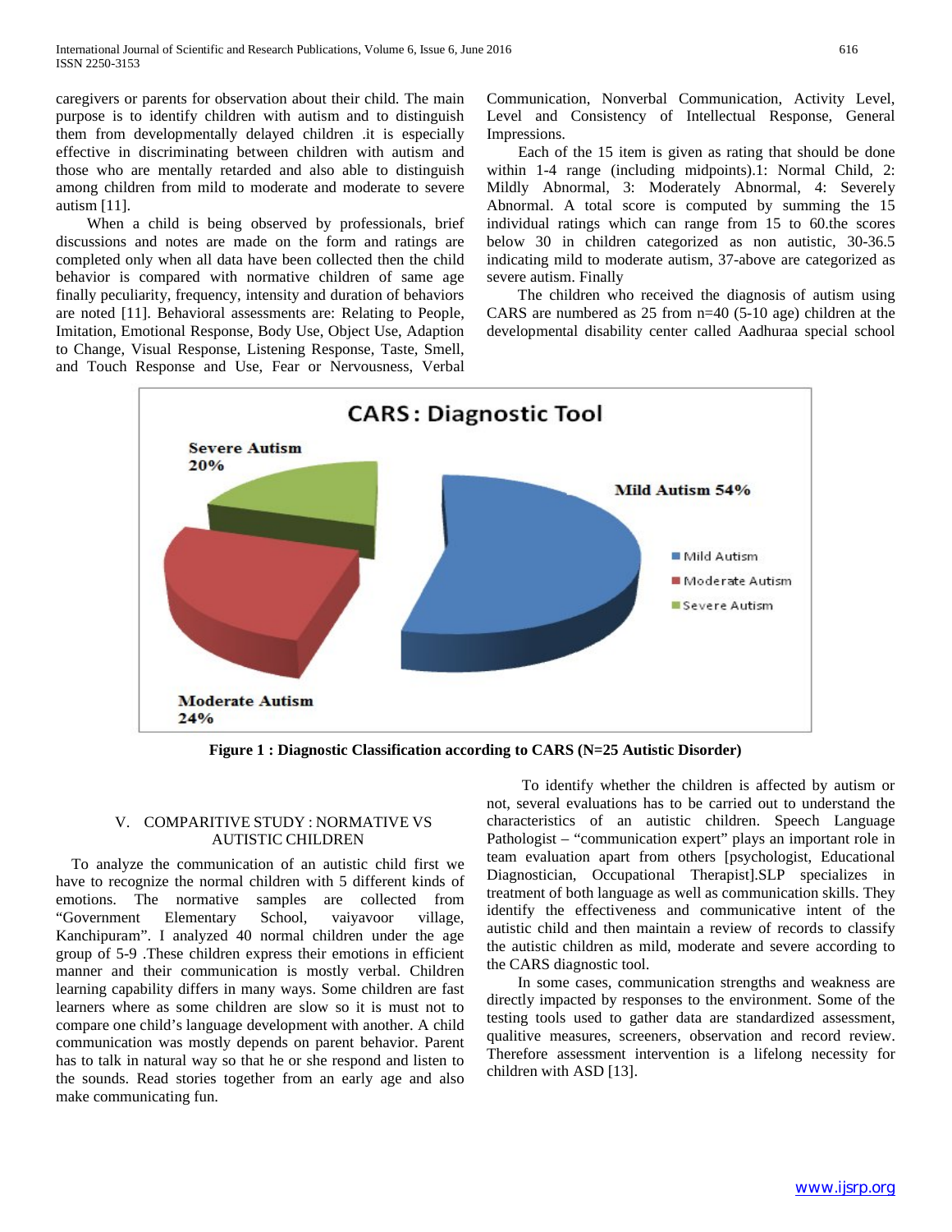caregivers or parents for observation about their child. The main purpose is to identify children with autism and to distinguish them from developmentally delayed children .it is especially effective in discriminating between children with autism and those who are mentally retarded and also able to distinguish among children from mild to moderate and moderate to severe autism [11].

When a child is being observed by professionals, brief discussions and notes are made on the form and ratings are completed only when all data have been collected then the child behavior is compared with normative children of same age finally peculiarity, frequency, intensity and duration of behaviors are noted [11]. Behavioral assessments are: Relating to People, Imitation, Emotional Response, Body Use, Object Use, Adaption to Change, Visual Response, Listening Response, Taste, Smell, and Touch Response and Use, Fear or Nervousness, Verbal Communication, Nonverbal Communication, Activity Level, Level and Consistency of Intellectual Response, General Impressions.

Each of the 15 item is given as rating that should be done within 1-4 range (including midpoints).1: Normal Child, 2: Mildly Abnormal, 3: Moderately Abnormal, 4: Severely Abnormal. A total score is computed by summing the 15 individual ratings which can range from 15 to 60.the scores below 30 in children categorized as non autistic, 30-36.5 indicating mild to moderate autism, 37-above are categorized as severe autism. Finally

The children who received the diagnosis of autism using CARS are numbered as 25 from n=40 (5-10 age) children at the developmental disability center called Aadhuraa special school

CARS : Diagnostic Tool

Severe Autism 20%

Mild Autism 54%

Moderate Autism 24%

**Figure 1 : Diagnostic Classification according to CARS (N=25 Autistic Disorder)**

## V. COMPARITIVE STUDY : NORMATIVE VS AUTISTIC CHILDREN

To analyze the communication of an autistic child first we have to recognize the normal children with 5 different kinds of emotions. The normative samples are collected from "Government Elementary School, vaiyavoor village, Kanchipuram". I analyzed 40 normal children under the age group of 5-9 .These children express their emotions in efficient manner and their communication is mostly verbal. Children learning capability differs in many ways. Some children are fast learners where as some children are slow so it is must not to compare one child's language development with another. A child communication was mostly depends on parent behavior. Parent has to talk in natural way so that he or she respond and listen to the sounds. Read stories together from an early age and also make communicating fun.

To identify whether the children is affected by autism or not, several evaluations has to be carried out to understand the characteristics of an autistic children. Speech Language Pathologist – "communication expert" plays an important role in team evaluation apart from others [psychologist, Educational Diagnostician, Occupational Therapist].SLP specializes in treatment of both language as well as communication skills. They identify the effectiveness and communicative intent of the autistic child and then maintain a review of records to classify the autistic children as mild, moderate and severe according to the CARS diagnostic tool.

In some cases, communication strengths and weakness are directly impacted by responses to the environment. Some of the testing tools used to gather data are standardized assessment, qualitive measures, screeners, observation and record review. Therefore assessment intervention is a lifelong necessity for children with ASD [13].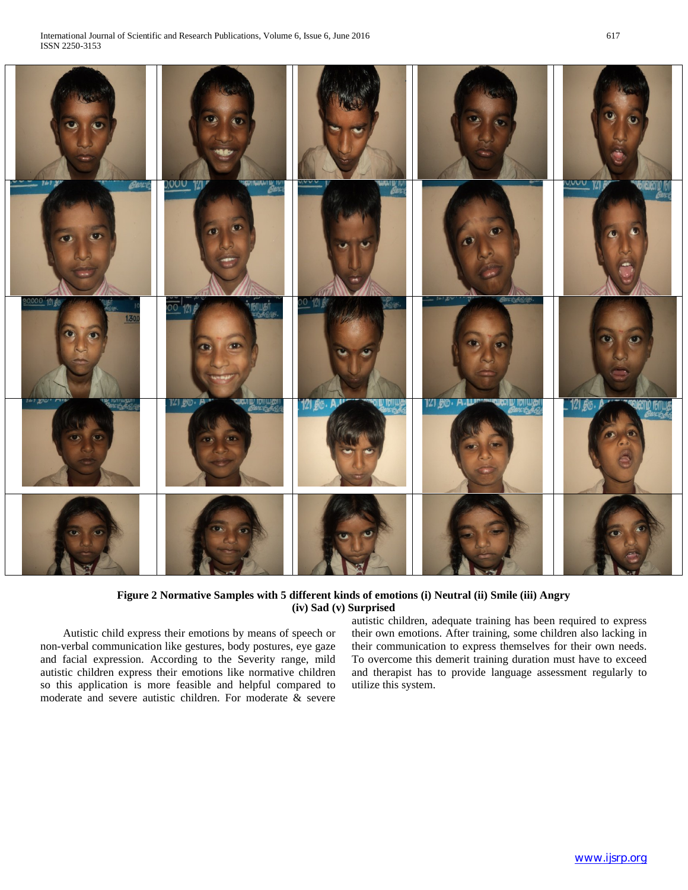**Figure 2 Normative Samples with 5 different kinds of emotions (i) Neutral (ii) Smile (iii) Angry (iv) Sad (v) Surprised**

Autistic child express their emotions by means of speech or non-verbal communication like gestures, body postures, eye gaze and facial expression. According to the Severity range, mild autistic children express their emotions like normative children so this application is more feasible and helpful compared to moderate and severe autistic children. For moderate & severe autistic children, adequate training has been required to express their own emotions. After training, some children also lacking in their communication to express themselves for their own needs. To overcome this demerit training duration must have to exceed and therapist has to provide language assessment regularly to utilize this system.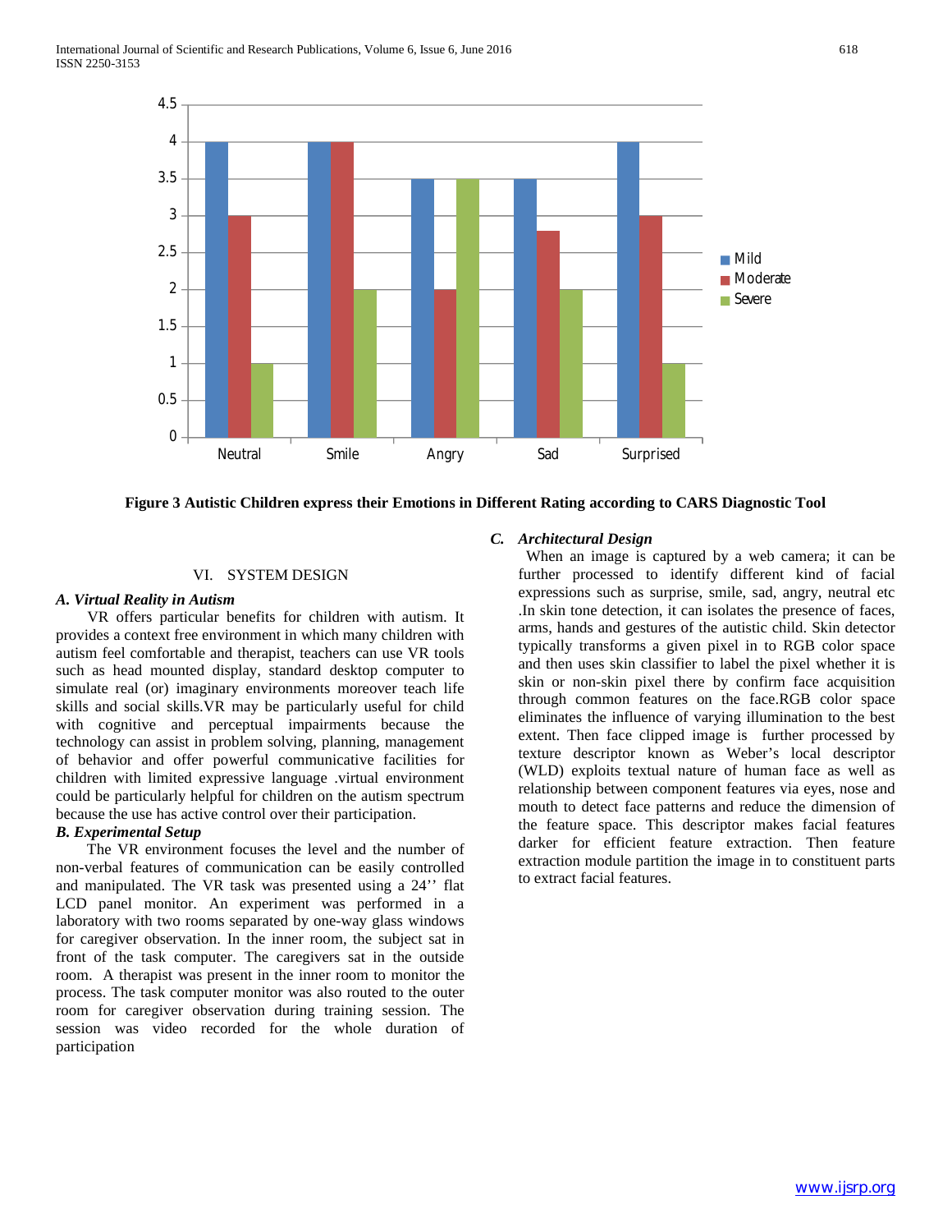**Figure 3 Autistic Children express their Emotions in Different Rating according to CARS Diagnostic Tool**

## VI. SYSTEM DESIGN

### *A. Virtual Reality in Autism*

VR offers particular benefits for children with autism. It provides a context free environment in which many children with autism feel comfortable and therapist, teachers can use VR tools such as head mounted display, standard desktop computer to simulate real (or) imaginary environments moreover teach life skills and social skills.VR may be particularly useful for child with cognitive and perceptual impairments because the technology can assist in problem solving, planning, management of behavior and offer powerful communicative facilities for children with limited expressive language .virtual environment could be particularly helpful for children on the autism spectrum because the use has active control over their participation.

### *B. Experimental Setup*

The VR environment focuses the level and the number of non-verbal features of communication can be easily controlled and manipulated. The VR task was presented using a 24'' flat LCD panel monitor. An experiment was performed in a laboratory with two rooms separated by one-way glass windows for caregiver observation. In the inner room, the subject sat in front of the task computer. The caregivers sat in the outside room. A therapist was present in the inner room to monitor the process. The task computer monitor was also routed to the outer room for caregiver observation during training session. The session was video recorded for the whole duration of participation

### *C. Architectural Design*

When an image is captured by a web camera; it can be further processed to identify different kind of facial expressions such as surprise, smile, sad, angry, neutral etc .In skin tone detection, it can isolates the presence of faces, arms, hands and gestures of the autistic child. Skin detector typically transforms a given pixel in to RGB color space and then uses skin classifier to label the pixel whether it is skin or non-skin pixel there by confirm face acquisition through common features on the face.RGB color space eliminates the influence of varying illumination to the best extent. Then face clipped image is further processed by texture descriptor known as Weber's local descriptor (WLD) exploits textual nature of human face as well as relationship between component features via eyes, nose and mouth to detect face patterns and reduce the dimension of the feature space. This descriptor makes facial features darker for efficient feature extraction. Then feature extraction module partition the image in to constituent parts to extract facial features.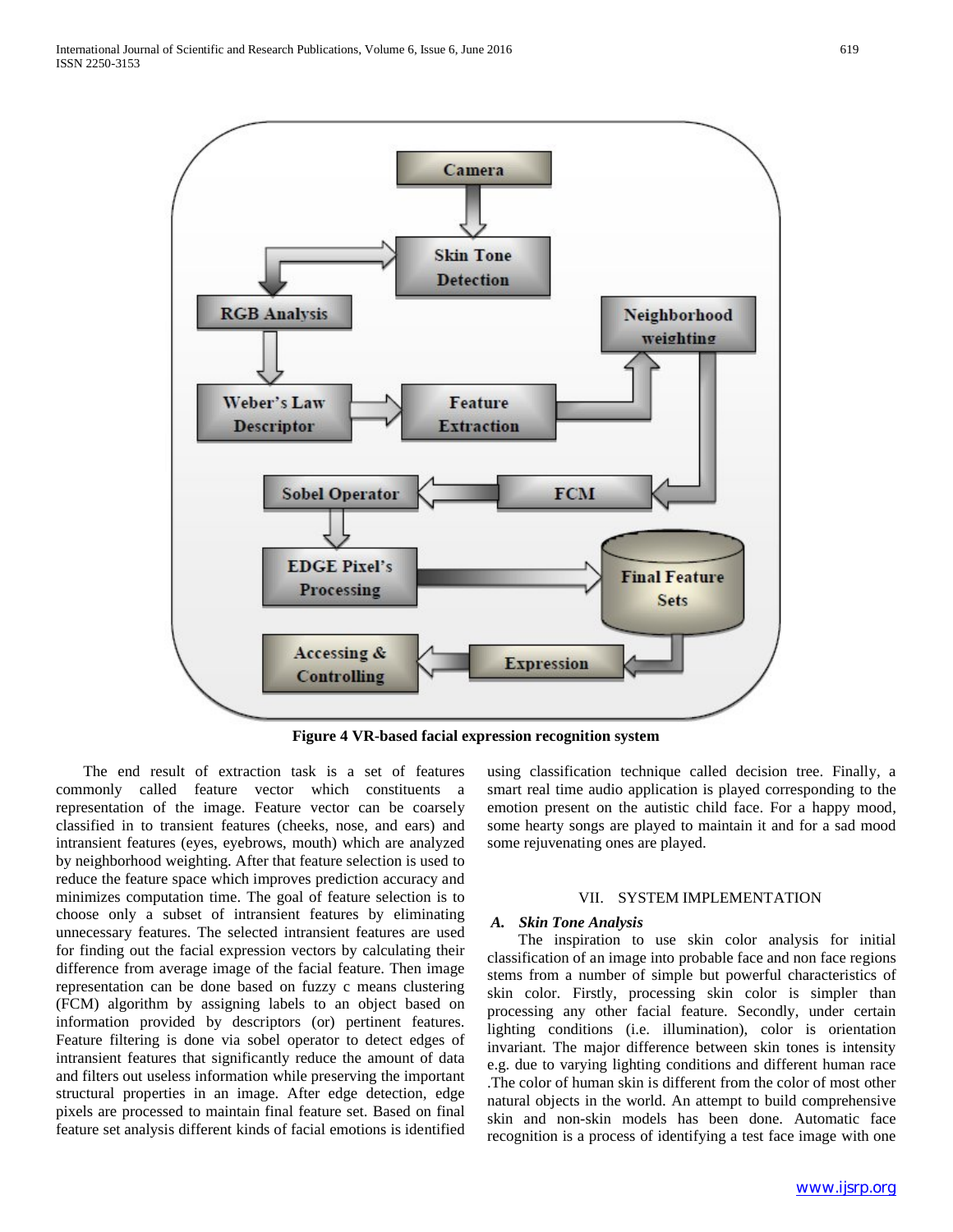Figure 4 VR-based facial expression recognition system

The end result of extraction task is a set of features commonly called feature vector which constituents a representation of the image. Feature vector can be coarsely classified in to transient features (cheeks, nose, and ears) and intransient features (eyes, eyebrows, mouth) which are analyzed by neighborhood weighting. After that feature selection is used to reduce the feature space which improves prediction accuracy and minimizes computation time. The goal of feature selection is to choose only a subset of intransient features by eliminating unnecessary features. The selected intransient features are used for finding out the facial expression vectors by calculating their difference from average image of the facial feature. Then image representation can be done based on fuzzy c means clustering (FCM) algorithm by assigning labels to an object based on information provided by descriptors (or) pertinent features. Feature filtering is done via sobel operator to detect edges of intransient features that significantly reduce the amount of data and filters out useless information while preserving the important structural properties in an image. After edge detection, edge pixels are processed to maintain final feature set. Based on final feature set analysis different kinds of facial emotions is identified using classification technique called decision tree. Finally, a smart real time audio application is played corresponding to the emotion present on the autistic child face. For a happy mood, some hearty songs are played to maintain it and for a sad mood some rejuvenating ones are played.

## VII. System Implementation

### *A. Skin Tone Analysis*

The inspiration to use skin color analysis for initial classification of an image into probable face and non face regions stems from a number of simple but powerful characteristics of skin color. Firstly, processing skin color is simpler than processing any other facial feature. Secondly, under certain lighting conditions (i.e. illumination), color is orientation invariant. The major difference between skin tones is intensity e.g. due to varying lighting conditions and different human race .The color of human skin is different from the color of most other natural objects in the world. An attempt to build comprehensive skin and non-skin models has been done. Automatic face recognition is a process of identifying a test face image with one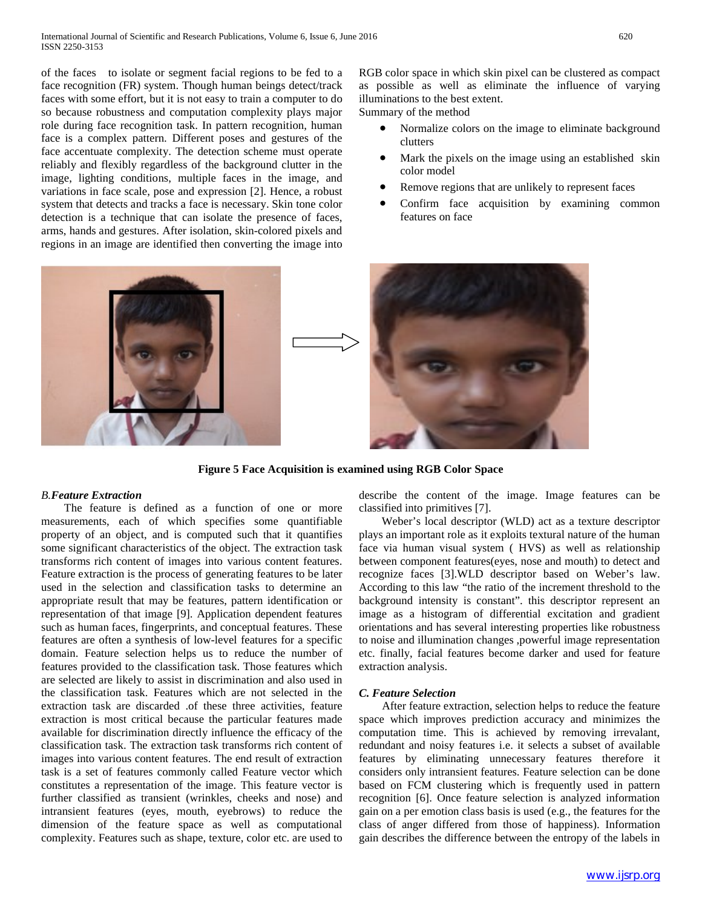of the faces to isolate or segment facial regions to be fed to a face recognition (FR) system. Though human beings detect/track faces with some effort, but it is not easy to train a computer to do so because robustness and computation complexity plays major role during face recognition task. In pattern recognition, human face is a complex pattern. Different poses and gestures of the face accentuate complexity. The detection scheme must operate reliably and flexibly regardless of the background clutter in the image, lighting conditions, multiple faces in the image, and variations in face scale, pose and expression [2]. Hence, a robust system that detects and tracks a face is necessary. Skin tone color detection is a technique that can isolate the presence of faces, arms, hands and gestures. After isolation, skin-colored pixels and regions in an image are identified then converting the image into RGB color space in which skin pixel can be clustered as compact as possible as well as eliminate the influence of varying illuminations to the best extent.

Summary of the method

- Normalize colors on the image to eliminate background clutters
- Mark the pixels on the image using an established skin color model
- Remove regions that are unlikely to represent faces
- Confirm face acquisition by examining common features on face

**Figure 5 Face Acquisition is examined using RGB Color Space**

### *B.Feature Extraction*

The feature is defined as a function of one or more measurements, each of which specifies some quantifiable property of an object, and is computed such that it quantifies some significant characteristics of the object. The extraction task transforms rich content of images into various content features. Feature extraction is the process of generating features to be later used in the selection and classification tasks to determine an appropriate result that may be features, pattern identification or representation of that image [9]. Application dependent features such as human faces, fingerprints, and conceptual features. These features are often a synthesis of low-level features for a specific domain. Feature selection helps us to reduce the number of features provided to the classification task. Those features which are selected are likely to assist in discrimination and also used in the classification task. Features which are not selected in the extraction task are discarded .of these three activities, feature extraction is most critical because the particular features made available for discrimination directly influence the efficacy of the classification task. The extraction task transforms rich content of images into various content features. The end result of extraction task is a set of features commonly called Feature vector which constitutes a representation of the image. This feature vector is further classified as transient (wrinkles, cheeks and nose) and intransient features (eyes, mouth, eyebrows) to reduce the dimension of the feature space as well as computational complexity. Features such as shape, texture, color etc. are used to describe the content of the image. Image features can be classified into primitives [7].

Weber's local descriptor (WLD) act as a texture descriptor plays an important role as it exploits textural nature of the human face via human visual system ( HVS) as well as relationship between component features(eyes, nose and mouth) to detect and recognize faces [3].WLD descriptor based on Weber's law. According to this law "the ratio of the increment threshold to the background intensity is constant". this descriptor represent an image as a histogram of differential excitation and gradient orientations and has several interesting properties like robustness to noise and illumination changes ,powerful image representation etc. finally, facial features become darker and used for feature extraction analysis.

### *C. Feature Selection*

After feature extraction, selection helps to reduce the feature space which improves prediction accuracy and minimizes the computation time. This is achieved by removing irrevalant, redundant and noisy features i.e. it selects a subset of available features by eliminating unnecessary features therefore it considers only intransient features. Feature selection can be done based on FCM clustering which is frequently used in pattern recognition [6]. Once feature selection is analyzed information gain on a per emotion class basis is used (e.g., the features for the class of anger differed from those of happiness). Information gain describes the difference between the entropy of the labels in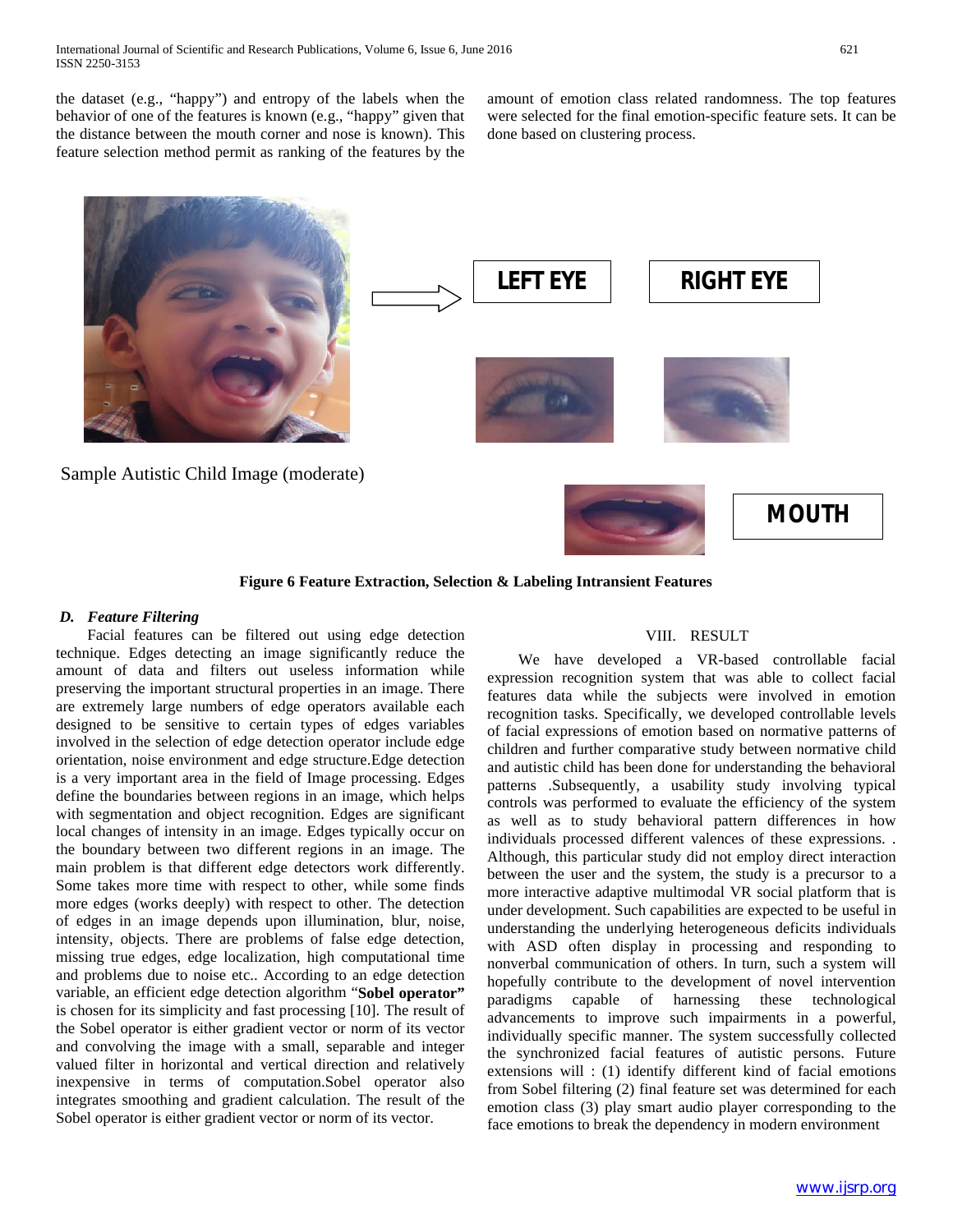the dataset (e.g., "happy") and entropy of the labels when the behavior of one of the features is known (e.g., "happy" given that the distance between the mouth corner and nose is known). This feature selection method permit as ranking of the features by the amount of emotion class related randomness. The top features were selected for the final emotion-specific feature sets. It can be done based on clustering process.

Sample Autistic Child Image (moderate)

LEFT EYE

RIGHT EYE

MOUTH

**Figure 6 Feature Extraction, Selection & Labeling Intransient Features**

### *D. Feature Filtering*

Facial features can be filtered out using edge detection technique. Edges detecting an image significantly reduce the amount of data and filters out useless information while preserving the important structural properties in an image. There are extremely large numbers of edge operators available each designed to be sensitive to certain types of edges variables involved in the selection of edge detection operator include edge orientation, noise environment and edge structure.Edge detection is a very important area in the field of Image processing. Edges define the boundaries between regions in an image, which helps with segmentation and object recognition. Edges are significant local changes of intensity in an image. Edges typically occur on the boundary between two different regions in an image. The main problem is that different edge detectors work differently. Some takes more time with respect to other, while some finds more edges (works deeply) with respect to other. The detection of edges in an image depends upon illumination, blur, noise, intensity, objects. There are problems of false edge detection, missing true edges, edge localization, high computational time and problems due to noise etc.. According to an edge detection variable, an efficient edge detection algorithm "**Sobel operator"** is chosen for its simplicity and fast processing [10]. The result of the Sobel operator is either gradient vector or norm of its vector and convolving the image with a small, separable and integer valued filter in horizontal and vertical direction and relatively inexpensive in terms of computation.Sobel operator also integrates smoothing and gradient calculation. The result of the Sobel operator is either gradient vector or norm of its vector.

## VIII. RESULT

We have developed a VR-based controllable facial expression recognition system that was able to collect facial features data while the subjects were involved in emotion recognition tasks. Specifically, we developed controllable levels of facial expressions of emotion based on normative patterns of children and further comparative study between normative child and autistic child has been done for understanding the behavioral patterns .Subsequently, a usability study involving typical controls was performed to evaluate the efficiency of the system as well as to study behavioral pattern differences in how individuals processed different valences of these expressions. . Although, this particular study did not employ direct interaction between the user and the system, the study is a precursor to a more interactive adaptive multimodal VR social platform that is under development. Such capabilities are expected to be useful in understanding the underlying heterogeneous deficits individuals with ASD often display in processing and responding to nonverbal communication of others. In turn, such a system will hopefully contribute to the development of novel intervention paradigms capable of harnessing these technological advancements to improve such impairments in a powerful, individually specific manner. The system successfully collected the synchronized facial features of autistic persons. Future extensions will : (1) identify different kind of facial emotions from Sobel filtering (2) final feature set was determined for each emotion class (3) play smart audio player corresponding to the face emotions to break the dependency in modern environment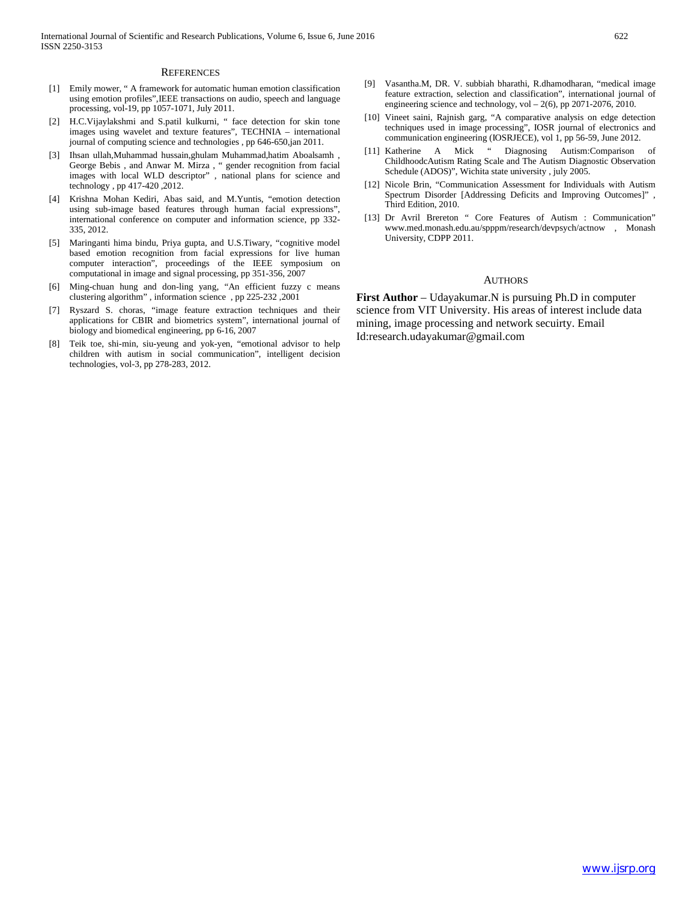## REFERENCES

[1] Emily mower, " A framework for automatic human emotion classification using emotion profiles",IEEE transactions on audio, speech and language processing, vol-19, pp 1057-1071, July 2011.

[2] H.C.Vijaylakshmi and S.patil kulkurni, " face detection for skin tone images using wavelet and texture features", TECHNIA – international journal of computing science and technologies , pp 646-650,jan 2011.

[3] Ihsan ullah,Muhammad hussain,ghulam Muhammad,hatim Aboalsamh , George Bebis , and Anwar M. Mirza , " gender recognition from facial images with local WLD descriptor" , national plans for science and technology , pp 417-420 ,2012.

[4] Krishna Mohan Kediri, Abas said, and M.Yuntis, "emotion detection using sub-image based features through human facial expressions", international conference on computer and information science, pp 332-335, 2012.

[5] Maringanti hima bindu, Priya gupta, and U.S.Tiwary, "cognitive model based emotion recognition from facial expressions for live human computer interaction", proceedings of the IEEE symposium on computational in image and signal processing, pp 351-356, 2007

[6] Ming-chuan hung and don-ling yang, "An efficient fuzzy c means clustering algorithm" , information science , pp 225-232 ,2001

[7] Ryszard S. choras, "image feature extraction techniques and their applications for CBIR and biometrics system", international journal of biology and biomedical engineering, pp 6-16, 2007

[8] Teik toe, shi-min, siu-yeung and yok-yen, "emotional advisor to help children with autism in social communication", intelligent decision technologies, vol-3, pp 278-283, 2012.

[9] Vasantha.M, DR. V. subbiah bharathi, R.dhamodharan, "medical image feature extraction, selection and classification", international journal of engineering science and technology, vol – 2(6), pp 2071-2076, 2010.

[10] Vineet saini, Rajnish garg, "A comparative analysis on edge detection techniques used in image processing", IOSR journal of electronics and communication engineering (IOSRJECE), vol 1, pp 56-59, June 2012.

[11] Katherine A Mick " Diagnosing Autism:Comparison of ChildhoodcAutism Rating Scale and The Autism Diagnostic Observation Schedule (ADOS)", Wichita state university , july 2005.

[12] Nicole Brin, "Communication Assessment for Individuals with Autism Spectrum Disorder [Addressing Deficits and Improving Outcomes]" , Third Edition, 2010.

[13] Dr Avril Brereton " Core Features of Autism : Communication" www.med.monash.edu.au/spppm/research/devpsych/actnow , Monash University, CDPP 2011.

## AUTHORS

**First Author** – Udayakumar.N is pursuing Ph.D in computer science from VIT University. His areas of interest include data mining, image processing and network secuirty. Email Id:research.udayakumar@gmail.com